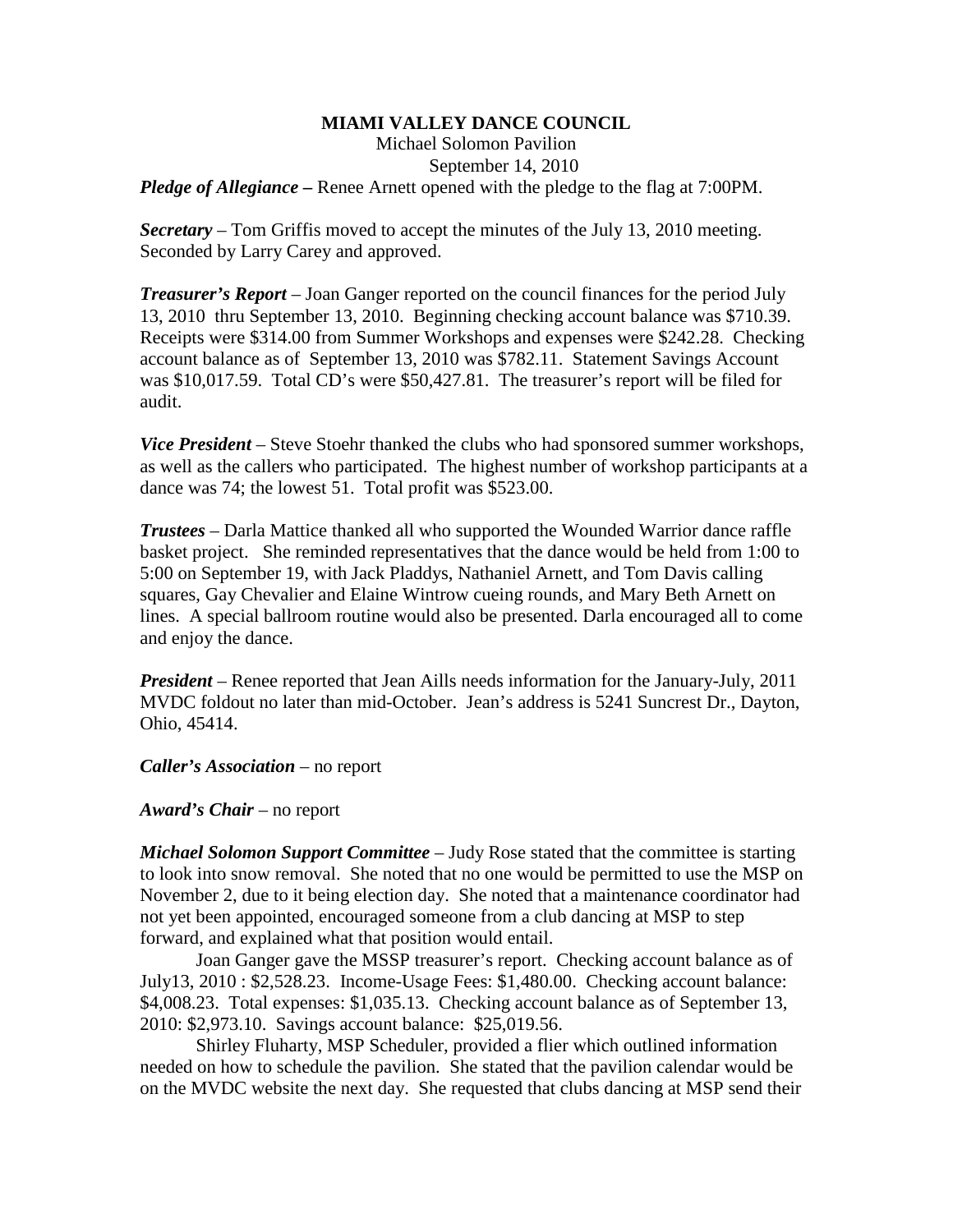# MIAMI VALLEY DANCE COUNCIL

Michael Solomon Pavilion

September 14, 2010

***Pledge of Allegiance –*** Renee Arnett opened with the pledge to the flag at 7:00PM.

***Secretary*** – Tom Griffis moved to accept the minutes of the July 13, 2010 meeting. Seconded by Larry Carey and approved.

***Treasurer's Report*** – Joan Ganger reported on the council finances for the period July 13, 2010 thru September 13, 2010. Beginning checking account balance was $710.39. Receipts were $314.00 from Summer Workshops and expenses were $242.28. Checking account balance as of September 13, 2010 was $782.11. Statement Savings Account was $10,017.59. Total CD's were $50,427.81. The treasurer's report will be filed for audit.

***Vice President*** – Steve Stoehr thanked the clubs who had sponsored summer workshops, as well as the callers who participated. The highest number of workshop participants at a dance was 74; the lowest 51. Total profit was $523.00.

***Trustees*** – Darla Mattice thanked all who supported the Wounded Warrior dance raffle basket project. She reminded representatives that the dance would be held from 1:00 to 5:00 on September 19, with Jack Pladdys, Nathaniel Arnett, and Tom Davis calling squares, Gay Chevalier and Elaine Wintrow cueing rounds, and Mary Beth Arnett on lines. A special ballroom routine would also be presented. Darla encouraged all to come and enjoy the dance.

***President*** – Renee reported that Jean Aills needs information for the January-July, 2011 MVDC foldout no later than mid-October. Jean's address is 5241 Suncrest Dr., Dayton, Ohio, 45414.

***Caller's Association*** – no report

***Award's Chair*** – no report

***Michael Solomon Support Committee*** – Judy Rose stated that the committee is starting to look into snow removal. She noted that no one would be permitted to use the MSP on November 2, due to it being election day. She noted that a maintenance coordinator had not yet been appointed, encouraged someone from a club dancing at MSP to step forward, and explained what that position would entail.

Joan Ganger gave the MSSP treasurer's report. Checking account balance as of July13, 2010 : $2,528.23. Income-Usage Fees: $1,480.00. Checking account balance: $4,008.23. Total expenses: $1,035.13. Checking account balance as of September 13, 2010: $2,973.10. Savings account balance: $25,019.56.

Shirley Fluharty, MSP Scheduler, provided a flier which outlined information needed on how to schedule the pavilion. She stated that the pavilion calendar would be on the MVDC website the next day. She requested that clubs dancing at MSP send their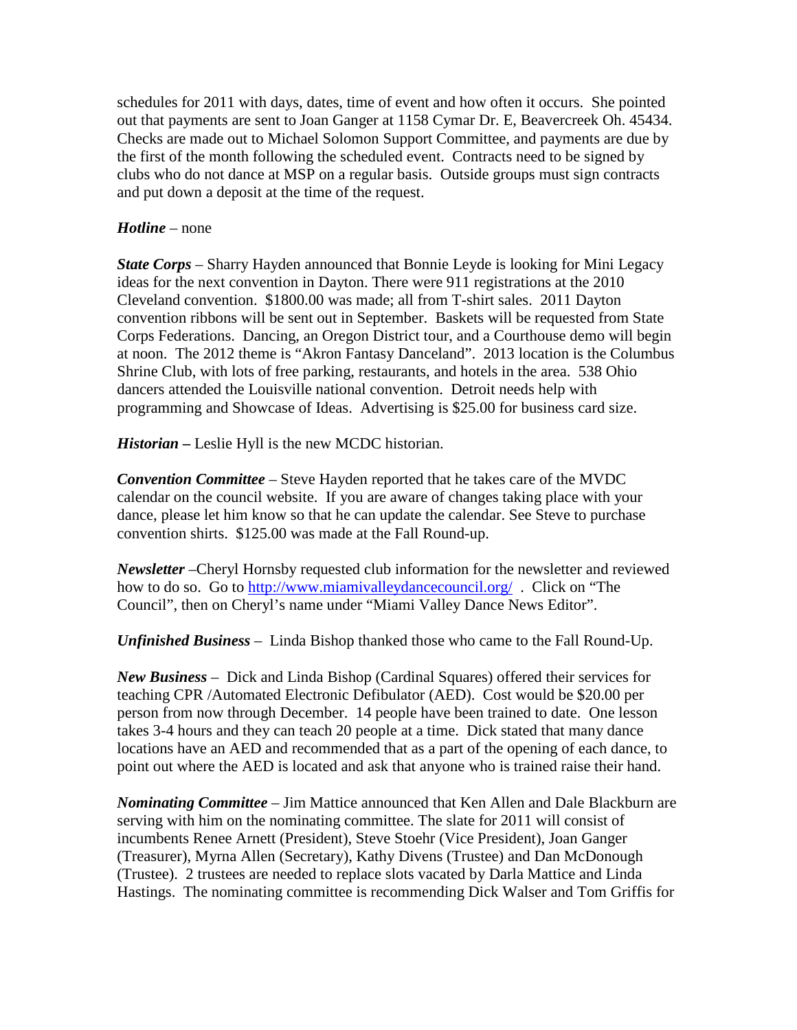schedules for 2011 with days, dates, time of event and how often it occurs. She pointed out that payments are sent to Joan Ganger at 1158 Cymar Dr. E, Beavercreek Oh. 45434. Checks are made out to Michael Solomon Support Committee, and payments are due by the first of the month following the scheduled event. Contracts need to be signed by clubs who do not dance at MSP on a regular basis. Outside groups must sign contracts and put down a deposit at the time of the request.

***Hotline*** – none

***State Corps*** – Sharry Hayden announced that Bonnie Leyde is looking for Mini Legacy ideas for the next convention in Dayton. There were 911 registrations at the 2010 Cleveland convention. $1800.00 was made; all from T-shirt sales. 2011 Dayton convention ribbons will be sent out in September. Baskets will be requested from State Corps Federations. Dancing, an Oregon District tour, and a Courthouse demo will begin at noon. The 2012 theme is "Akron Fantasy Danceland". 2013 location is the Columbus Shrine Club, with lots of free parking, restaurants, and hotels in the area. 538 Ohio dancers attended the Louisville national convention. Detroit needs help with programming and Showcase of Ideas. Advertising is $25.00 for business card size.

***Historian*** **–** Leslie Hyll is the new MCDC historian.

***Convention Committee*** – Steve Hayden reported that he takes care of the MVDC calendar on the council website. If you are aware of changes taking place with your dance, please let him know so that he can update the calendar. See Steve to purchase convention shirts. $125.00 was made at the Fall Round-up.

***Newsletter*** –Cheryl Hornsby requested club information for the newsletter and reviewed how to do so. Go to [http://www.miamivalleydancecouncil.org/](http://www.miamivalleydancecouncil.org/) . Click on "The Council", then on Cheryl's name under "Miami Valley Dance News Editor".

***Unfinished Business*** – Linda Bishop thanked those who came to the Fall Round-Up.

***New Business*** – Dick and Linda Bishop (Cardinal Squares) offered their services for teaching CPR /Automated Electronic Defibulator (AED). Cost would be $20.00 per person from now through December. 14 people have been trained to date. One lesson takes 3-4 hours and they can teach 20 people at a time. Dick stated that many dance locations have an AED and recommended that as a part of the opening of each dance, to point out where the AED is located and ask that anyone who is trained raise their hand.

***Nominating Committee*** – Jim Mattice announced that Ken Allen and Dale Blackburn are serving with him on the nominating committee. The slate for 2011 will consist of incumbents Renee Arnett (President), Steve Stoehr (Vice President), Joan Ganger (Treasurer), Myrna Allen (Secretary), Kathy Divens (Trustee) and Dan McDonough (Trustee). 2 trustees are needed to replace slots vacated by Darla Mattice and Linda Hastings. The nominating committee is recommending Dick Walser and Tom Griffis for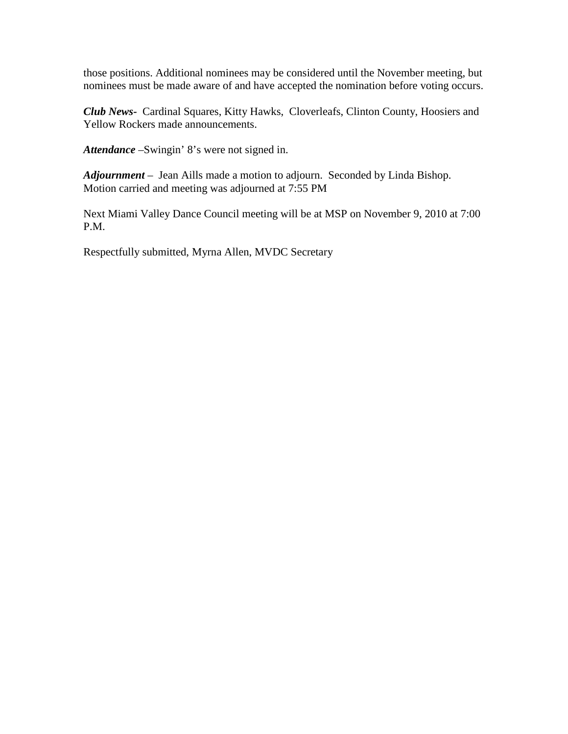those positions. Additional nominees may be considered until the November meeting, but nominees must be made aware of and have accepted the nomination before voting occurs.

***Club News-*** Cardinal Squares, Kitty Hawks, Cloverleafs, Clinton County, Hoosiers and Yellow Rockers made announcements.

***Attendance*** –Swingin' 8's were not signed in.

***Adjournment*** – Jean Aills made a motion to adjourn. Seconded by Linda Bishop. Motion carried and meeting was adjourned at 7:55 PM

Next Miami Valley Dance Council meeting will be at MSP on November 9, 2010 at 7:00 P.M.

Respectfully submitted, Myrna Allen, MVDC Secretary